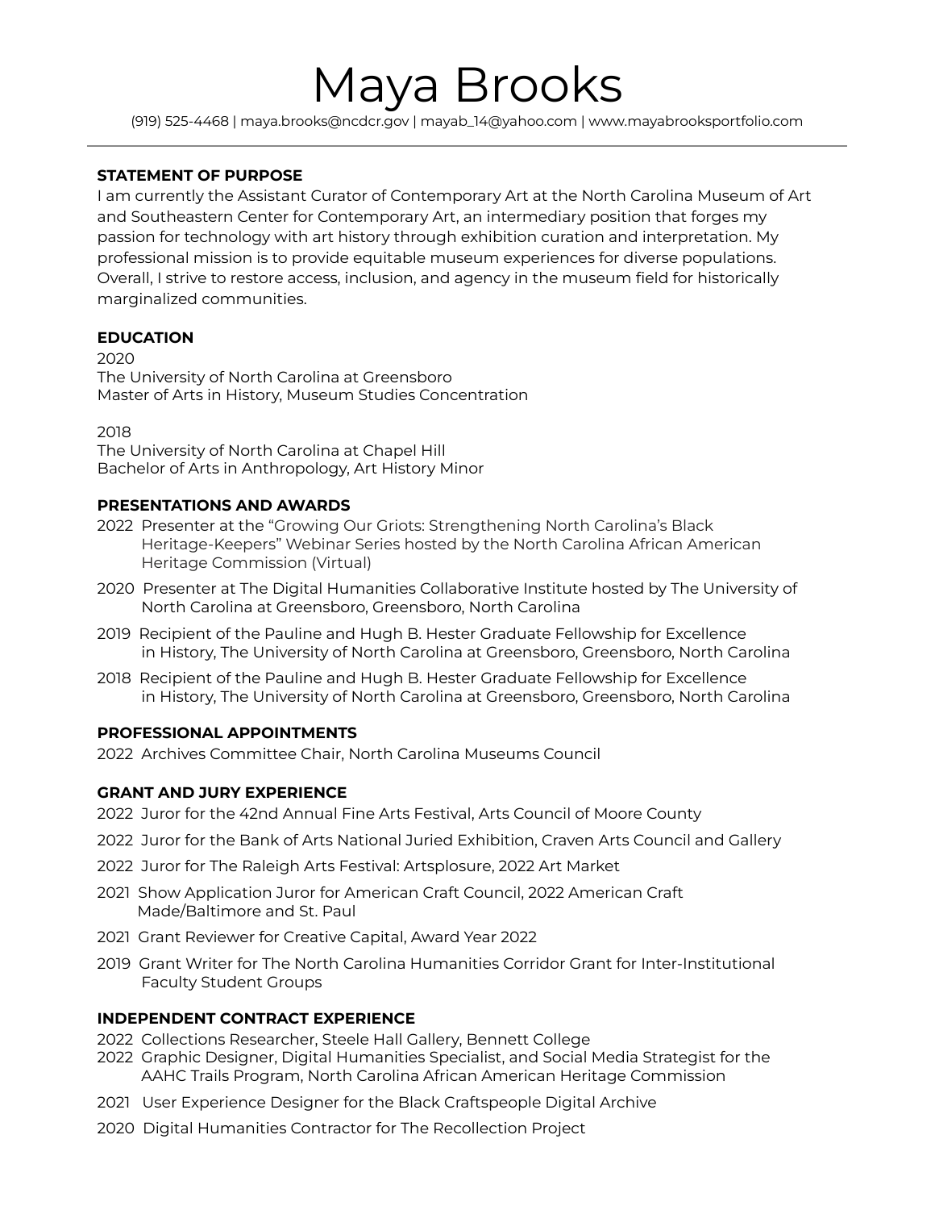# Maya Brooks

(919) 525-4468 | maya.brooks@ncdcr.gov | mayab_14@yahoo.com | www.mayabrooksportfolio.com

---

## STATEMENT OF PURPOSE

I am currently the Assistant Curator of Contemporary Art at the North Carolina Museum of Art and Southeastern Center for Contemporary Art, an intermediary position that forges my passion for technology with art history through exhibition curation and interpretation. My professional mission is to provide equitable museum experiences for diverse populations. Overall, I strive to restore access, inclusion, and agency in the museum field for historically marginalized communities.

## EDUCATION

2020
The University of North Carolina at Greensboro
Master of Arts in History, Museum Studies Concentration

2018
The University of North Carolina at Chapel Hill
Bachelor of Arts in Anthropology, Art History Minor

## PRESENTATIONS AND AWARDS

- 2022 Presenter at the "Growing Our Griots: Strengthening North Carolina's Black Heritage-Keepers" Webinar Series hosted by the North Carolina African American Heritage Commission (Virtual)
- 2020 Presenter at The Digital Humanities Collaborative Institute hosted by The University of North Carolina at Greensboro, Greensboro, North Carolina
- 2019 Recipient of the Pauline and Hugh B. Hester Graduate Fellowship for Excellence in History, The University of North Carolina at Greensboro, Greensboro, North Carolina
- 2018 Recipient of the Pauline and Hugh B. Hester Graduate Fellowship for Excellence in History, The University of North Carolina at Greensboro, Greensboro, North Carolina

## PROFESSIONAL APPOINTMENTS

- 2022 Archives Committee Chair, North Carolina Museums Council

## GRANT AND JURY EXPERIENCE

- 2022 Juror for the 42nd Annual Fine Arts Festival, Arts Council of Moore County
- 2022 Juror for the Bank of Arts National Juried Exhibition, Craven Arts Council and Gallery
- 2022 Juror for The Raleigh Arts Festival: Artsplosure, 2022 Art Market
- 2021 Show Application Juror for American Craft Council, 2022 American Craft Made/Baltimore and St. Paul
- 2021 Grant Reviewer for Creative Capital, Award Year 2022
- 2019 Grant Writer for The North Carolina Humanities Corridor Grant for Inter-Institutional Faculty Student Groups

## INDEPENDENT CONTRACT EXPERIENCE

- 2022 Collections Researcher, Steele Hall Gallery, Bennett College
- 2022 Graphic Designer, Digital Humanities Specialist, and Social Media Strategist for the AAHC Trails Program, North Carolina African American Heritage Commission
- 2021 User Experience Designer for the Black Craftspeople Digital Archive
- 2020 Digital Humanities Contractor for The Recollection Project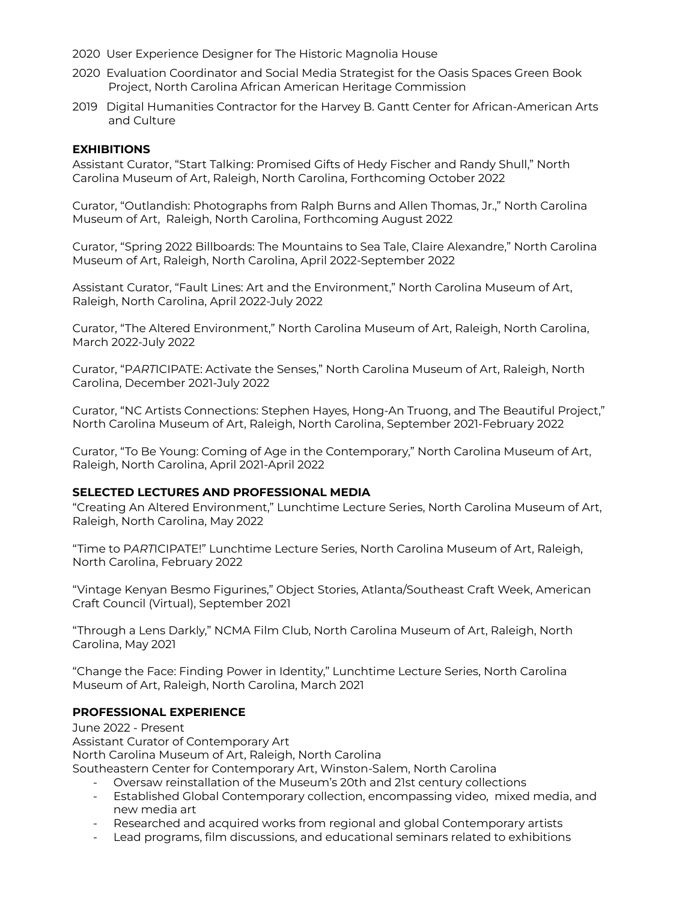2020 User Experience Designer for The Historic Magnolia House

2020 Evaluation Coordinator and Social Media Strategist for the Oasis Spaces Green Book Project, North Carolina African American Heritage Commission

2019 Digital Humanities Contractor for the Harvey B. Gantt Center for African-American Arts and Culture

## EXHIBITIONS

Assistant Curator, "Start Talking: Promised Gifts of Hedy Fischer and Randy Shull," North Carolina Museum of Art, Raleigh, North Carolina, Forthcoming October 2022

Curator, "Outlandish: Photographs from Ralph Burns and Allen Thomas, Jr.," North Carolina Museum of Art, Raleigh, North Carolina, Forthcoming August 2022

Curator, "Spring 2022 Billboards: The Mountains to Sea Tale, Claire Alexandre," North Carolina Museum of Art, Raleigh, North Carolina, April 2022-September 2022

Assistant Curator, "Fault Lines: Art and the Environment," North Carolina Museum of Art, Raleigh, North Carolina, April 2022-July 2022

Curator, "The Altered Environment," North Carolina Museum of Art, Raleigh, North Carolina, March 2022-July 2022

Curator, "P*ART*ICIPATE: Activate the Senses," North Carolina Museum of Art, Raleigh, North Carolina, December 2021-July 2022

Curator, "NC Artists Connections: Stephen Hayes, Hong-An Truong, and The Beautiful Project," North Carolina Museum of Art, Raleigh, North Carolina, September 2021-February 2022

Curator, "To Be Young: Coming of Age in the Contemporary," North Carolina Museum of Art, Raleigh, North Carolina, April 2021-April 2022

## SELECTED LECTURES AND PROFESSIONAL MEDIA

"Creating An Altered Environment," Lunchtime Lecture Series, North Carolina Museum of Art, Raleigh, North Carolina, May 2022

"Time to P*ART*ICIPATE!" Lunchtime Lecture Series, North Carolina Museum of Art, Raleigh, North Carolina, February 2022

"Vintage Kenyan Besmo Figurines," Object Stories, Atlanta/Southeast Craft Week, American Craft Council (Virtual), September 2021

"Through a Lens Darkly," NCMA Film Club, North Carolina Museum of Art, Raleigh, North Carolina, May 2021

"Change the Face: Finding Power in Identity," Lunchtime Lecture Series, North Carolina Museum of Art, Raleigh, North Carolina, March 2021

## PROFESSIONAL EXPERIENCE

June 2022 - Present
Assistant Curator of Contemporary Art
North Carolina Museum of Art, Raleigh, North Carolina
Southeastern Center for Contemporary Art, Winston-Salem, North Carolina

- Oversaw reinstallation of the Museum's 20th and 21st century collections
- Established Global Contemporary collection, encompassing video, mixed media, and new media art
- Researched and acquired works from regional and global Contemporary artists
- Lead programs, film discussions, and educational seminars related to exhibitions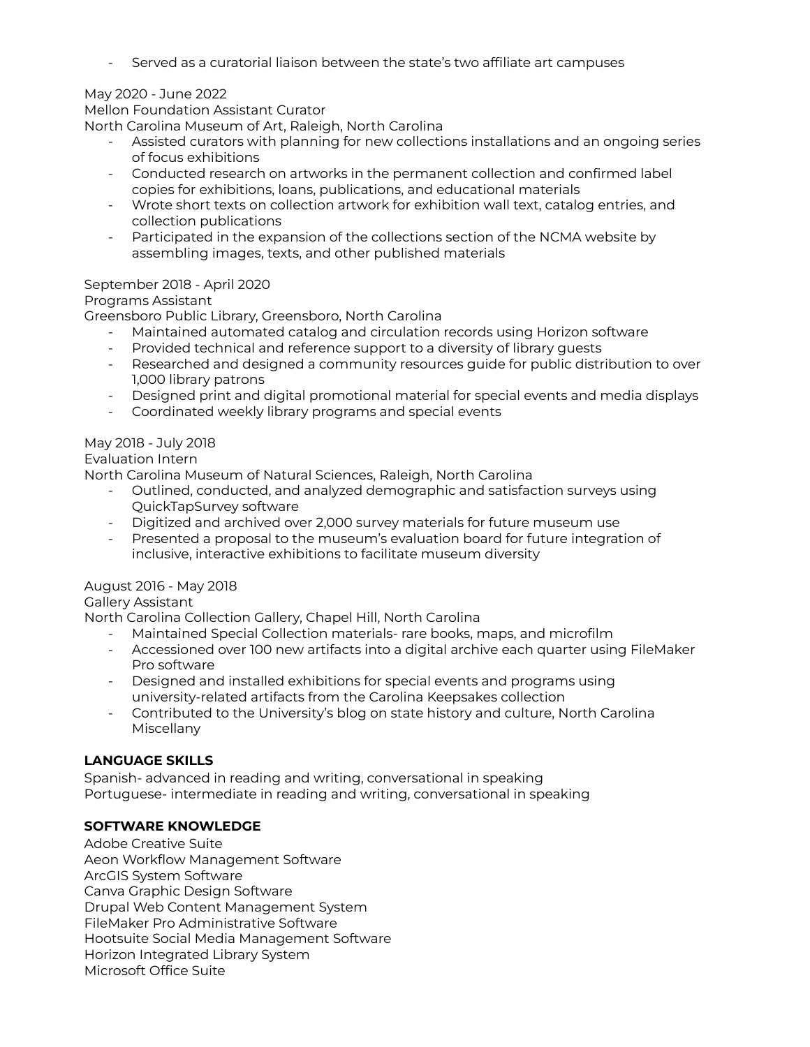- Served as a curatorial liaison between the state's two affiliate art campuses

May 2020 - June 2022
Mellon Foundation Assistant Curator
North Carolina Museum of Art, Raleigh, North Carolina

- Assisted curators with planning for new collections installations and an ongoing series of focus exhibitions
- Conducted research on artworks in the permanent collection and confirmed label copies for exhibitions, loans, publications, and educational materials
- Wrote short texts on collection artwork for exhibition wall text, catalog entries, and collection publications
- Participated in the expansion of the collections section of the NCMA website by assembling images, texts, and other published materials

September 2018 - April 2020
Programs Assistant
Greensboro Public Library, Greensboro, North Carolina

- Maintained automated catalog and circulation records using Horizon software
- Provided technical and reference support to a diversity of library guests
- Researched and designed a community resources guide for public distribution to over 1,000 library patrons
- Designed print and digital promotional material for special events and media displays
- Coordinated weekly library programs and special events

May 2018 - July 2018
Evaluation Intern
North Carolina Museum of Natural Sciences, Raleigh, North Carolina

- Outlined, conducted, and analyzed demographic and satisfaction surveys using QuickTapSurvey software
- Digitized and archived over 2,000 survey materials for future museum use
- Presented a proposal to the museum's evaluation board for future integration of inclusive, interactive exhibitions to facilitate museum diversity

August 2016 - May 2018
Gallery Assistant
North Carolina Collection Gallery, Chapel Hill, North Carolina

- Maintained Special Collection materials- rare books, maps, and microfilm
- Accessioned over 100 new artifacts into a digital archive each quarter using FileMaker Pro software
- Designed and installed exhibitions for special events and programs using university-related artifacts from the Carolina Keepsakes collection
- Contributed to the University's blog on state history and culture, North Carolina Miscellany

**LANGUAGE SKILLS**

Spanish- advanced in reading and writing, conversational in speaking
Portuguese- intermediate in reading and writing, conversational in speaking

**SOFTWARE KNOWLEDGE**

Adobe Creative Suite
Aeon Workflow Management Software
ArcGIS System Software
Canva Graphic Design Software
Drupal Web Content Management System
FileMaker Pro Administrative Software
Hootsuite Social Media Management Software
Horizon Integrated Library System
Microsoft Office Suite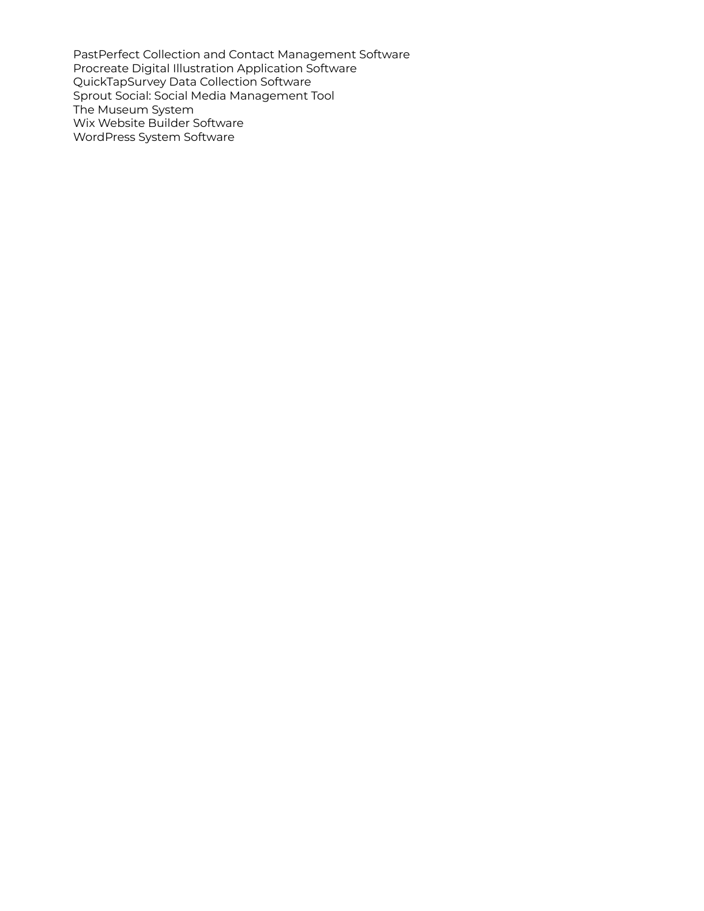PastPerfect Collection and Contact Management Software
Procreate Digital Illustration Application Software
QuickTapSurvey Data Collection Software
Sprout Social: Social Media Management Tool
The Museum System
Wix Website Builder Software
WordPress System Software